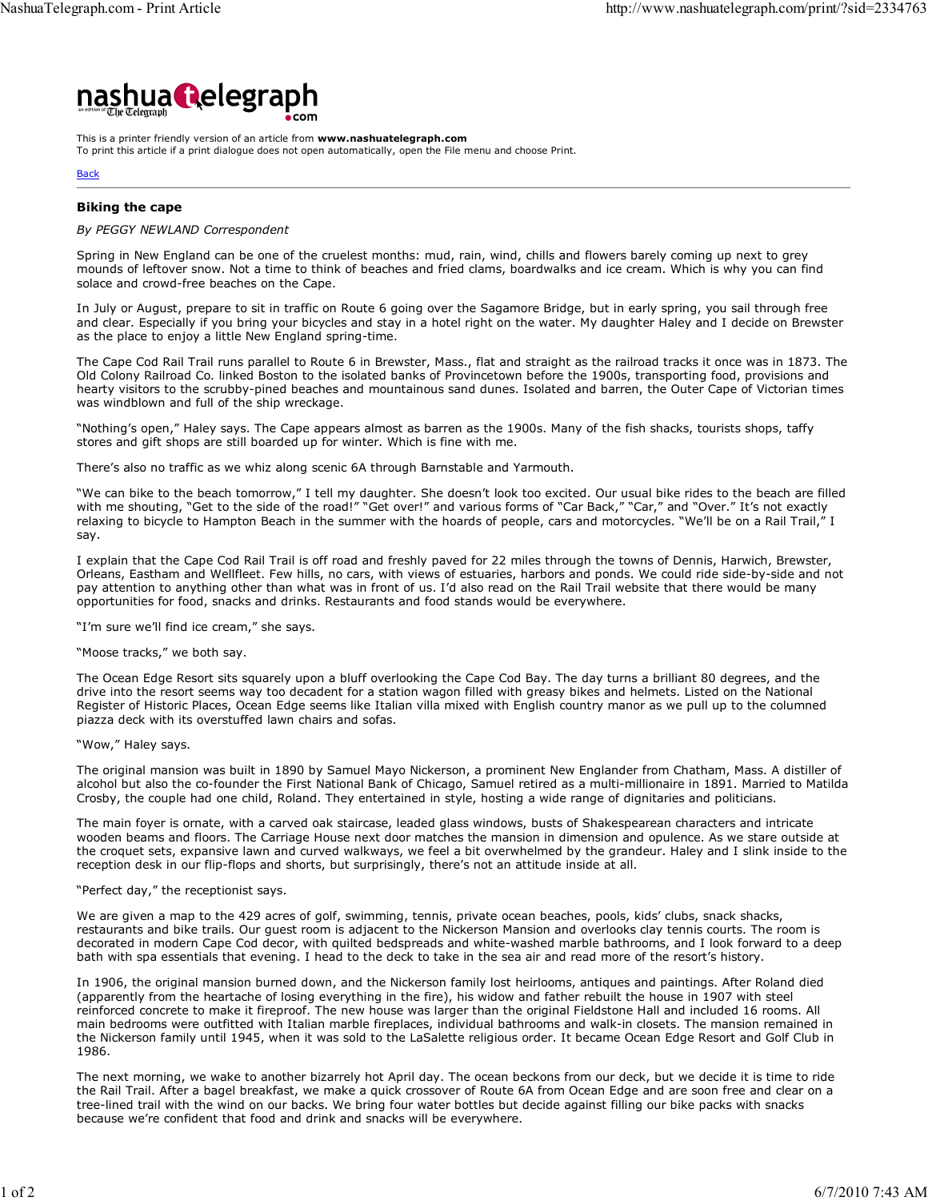This is a printer friendly version of an article from **www.nashuatelegraph.com**
To print this article if a print dialogue does not open automatically, open the File menu and choose Print.

Back

## Biking the cape

*By PEGGY NEWLAND Correspondent*

Spring in New England can be one of the cruelest months: mud, rain, wind, chills and flowers barely coming up next to grey mounds of leftover snow. Not a time to think of beaches and fried clams, boardwalks and ice cream. Which is why you can find solace and crowd-free beaches on the Cape.

In July or August, prepare to sit in traffic on Route 6 going over the Sagamore Bridge, but in early spring, you sail through free and clear. Especially if you bring your bicycles and stay in a hotel right on the water. My daughter Haley and I decide on Brewster as the place to enjoy a little New England spring-time.

The Cape Cod Rail Trail runs parallel to Route 6 in Brewster, Mass., flat and straight as the railroad tracks it once was in 1873. The Old Colony Railroad Co. linked Boston to the isolated banks of Provincetown before the 1900s, transporting food, provisions and hearty visitors to the scrubby-pined beaches and mountainous sand dunes. Isolated and barren, the Outer Cape of Victorian times was windblown and full of the ship wreckage.

"Nothing's open," Haley says. The Cape appears almost as barren as the 1900s. Many of the fish shacks, tourists shops, taffy stores and gift shops are still boarded up for winter. Which is fine with me.

There's also no traffic as we whiz along scenic 6A through Barnstable and Yarmouth.

"We can bike to the beach tomorrow," I tell my daughter. She doesn't look too excited. Our usual bike rides to the beach are filled with me shouting, "Get to the side of the road!" "Get over!" and various forms of "Car Back," "Car," and "Over." It's not exactly relaxing to bicycle to Hampton Beach in the summer with the hoards of people, cars and motorcycles. "We'll be on a Rail Trail," I say.

I explain that the Cape Cod Rail Trail is off road and freshly paved for 22 miles through the towns of Dennis, Harwich, Brewster, Orleans, Eastham and Wellfleet. Few hills, no cars, with views of estuaries, harbors and ponds. We could ride side-by-side and not pay attention to anything other than what was in front of us. I'd also read on the Rail Trail website that there would be many opportunities for food, snacks and drinks. Restaurants and food stands would be everywhere.

"I'm sure we'll find ice cream," she says.

"Moose tracks," we both say.

The Ocean Edge Resort sits squarely upon a bluff overlooking the Cape Cod Bay. The day turns a brilliant 80 degrees, and the drive into the resort seems way too decadent for a station wagon filled with greasy bikes and helmets. Listed on the National Register of Historic Places, Ocean Edge seems like Italian villa mixed with English country manor as we pull up to the columned piazza deck with its overstuffed lawn chairs and sofas.

"Wow," Haley says.

The original mansion was built in 1890 by Samuel Mayo Nickerson, a prominent New Englander from Chatham, Mass. A distiller of alcohol but also the co-founder the First National Bank of Chicago, Samuel retired as a multi-millionaire in 1891. Married to Matilda Crosby, the couple had one child, Roland. They entertained in style, hosting a wide range of dignitaries and politicians.

The main foyer is ornate, with a carved oak staircase, leaded glass windows, busts of Shakespearean characters and intricate wooden beams and floors. The Carriage House next door matches the mansion in dimension and opulence. As we stare outside at the croquet sets, expansive lawn and curved walkways, we feel a bit overwhelmed by the grandeur. Haley and I slink inside to the reception desk in our flip-flops and shorts, but surprisingly, there's not an attitude inside at all.

"Perfect day," the receptionist says.

We are given a map to the 429 acres of golf, swimming, tennis, private ocean beaches, pools, kids' clubs, snack shacks, restaurants and bike trails. Our guest room is adjacent to the Nickerson Mansion and overlooks clay tennis courts. The room is decorated in modern Cape Cod decor, with quilted bedspreads and white-washed marble bathrooms, and I look forward to a deep bath with spa essentials that evening. I head to the deck to take in the sea air and read more of the resort's history.

In 1906, the original mansion burned down, and the Nickerson family lost heirlooms, antiques and paintings. After Roland died (apparently from the heartache of losing everything in the fire), his widow and father rebuilt the house in 1907 with steel reinforced concrete to make it fireproof. The new house was larger than the original Fieldstone Hall and included 16 rooms. All main bedrooms were outfitted with Italian marble fireplaces, individual bathrooms and walk-in closets. The mansion remained in the Nickerson family until 1945, when it was sold to the LaSalette religious order. It became Ocean Edge Resort and Golf Club in 1986.

The next morning, we wake to another bizarrely hot April day. The ocean beckons from our deck, but we decide it is time to ride the Rail Trail. After a bagel breakfast, we make a quick crossover of Route 6A from Ocean Edge and are soon free and clear on a tree-lined trail with the wind on our backs. We bring four water bottles but decide against filling our bike packs with snacks because we're confident that food and drink and snacks will be everywhere.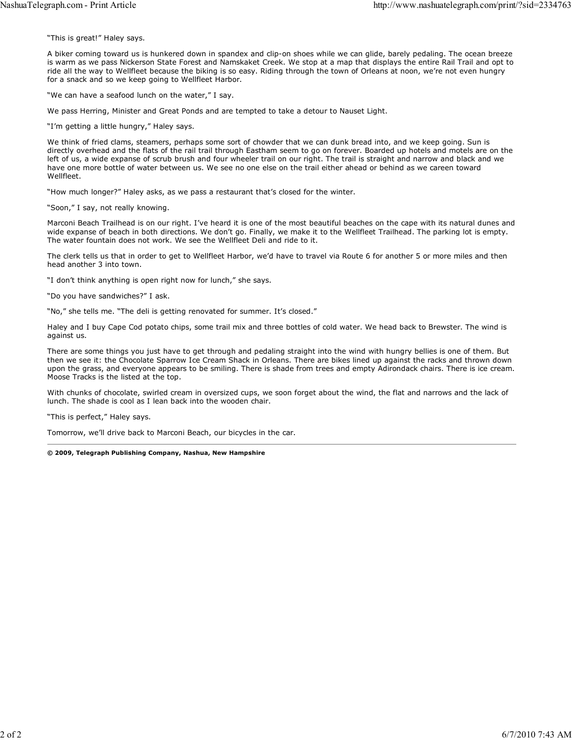"This is great!" Haley says.

A biker coming toward us is hunkered down in spandex and clip-on shoes while we can glide, barely pedaling. The ocean breeze is warm as we pass Nickerson State Forest and Namskaket Creek. We stop at a map that displays the entire Rail Trail and opt to ride all the way to Wellfleet because the biking is so easy. Riding through the town of Orleans at noon, we're not even hungry for a snack and so we keep going to Wellfleet Harbor.

"We can have a seafood lunch on the water," I say.

We pass Herring, Minister and Great Ponds and are tempted to take a detour to Nauset Light.

"I'm getting a little hungry," Haley says.

We think of fried clams, steamers, perhaps some sort of chowder that we can dunk bread into, and we keep going. Sun is directly overhead and the flats of the rail trail through Eastham seem to go on forever. Boarded up hotels and motels are on the left of us, a wide expanse of scrub brush and four wheeler trail on our right. The trail is straight and narrow and black and we have one more bottle of water between us. We see no one else on the trail either ahead or behind as we careen toward Wellfleet.

"How much longer?" Haley asks, as we pass a restaurant that's closed for the winter.

"Soon," I say, not really knowing.

Marconi Beach Trailhead is on our right. I've heard it is one of the most beautiful beaches on the cape with its natural dunes and wide expanse of beach in both directions. We don't go. Finally, we make it to the Wellfleet Trailhead. The parking lot is empty. The water fountain does not work. We see the Wellfleet Deli and ride to it.

The clerk tells us that in order to get to Wellfleet Harbor, we'd have to travel via Route 6 for another 5 or more miles and then head another 3 into town.

"I don't think anything is open right now for lunch," she says.

"Do you have sandwiches?" I ask.

"No," she tells me. "The deli is getting renovated for summer. It's closed."

Haley and I buy Cape Cod potato chips, some trail mix and three bottles of cold water. We head back to Brewster. The wind is against us.

There are some things you just have to get through and pedaling straight into the wind with hungry bellies is one of them. But then we see it: the Chocolate Sparrow Ice Cream Shack in Orleans. There are bikes lined up against the racks and thrown down upon the grass, and everyone appears to be smiling. There is shade from trees and empty Adirondack chairs. There is ice cream. Moose Tracks is the listed at the top.

With chunks of chocolate, swirled cream in oversized cups, we soon forget about the wind, the flat and narrows and the lack of lunch. The shade is cool as I lean back into the wooden chair.

"This is perfect," Haley says.

Tomorrow, we'll drive back to Marconi Beach, our bicycles in the car.

---

**© 2009, Telegraph Publishing Company, Nashua, New Hampshire**